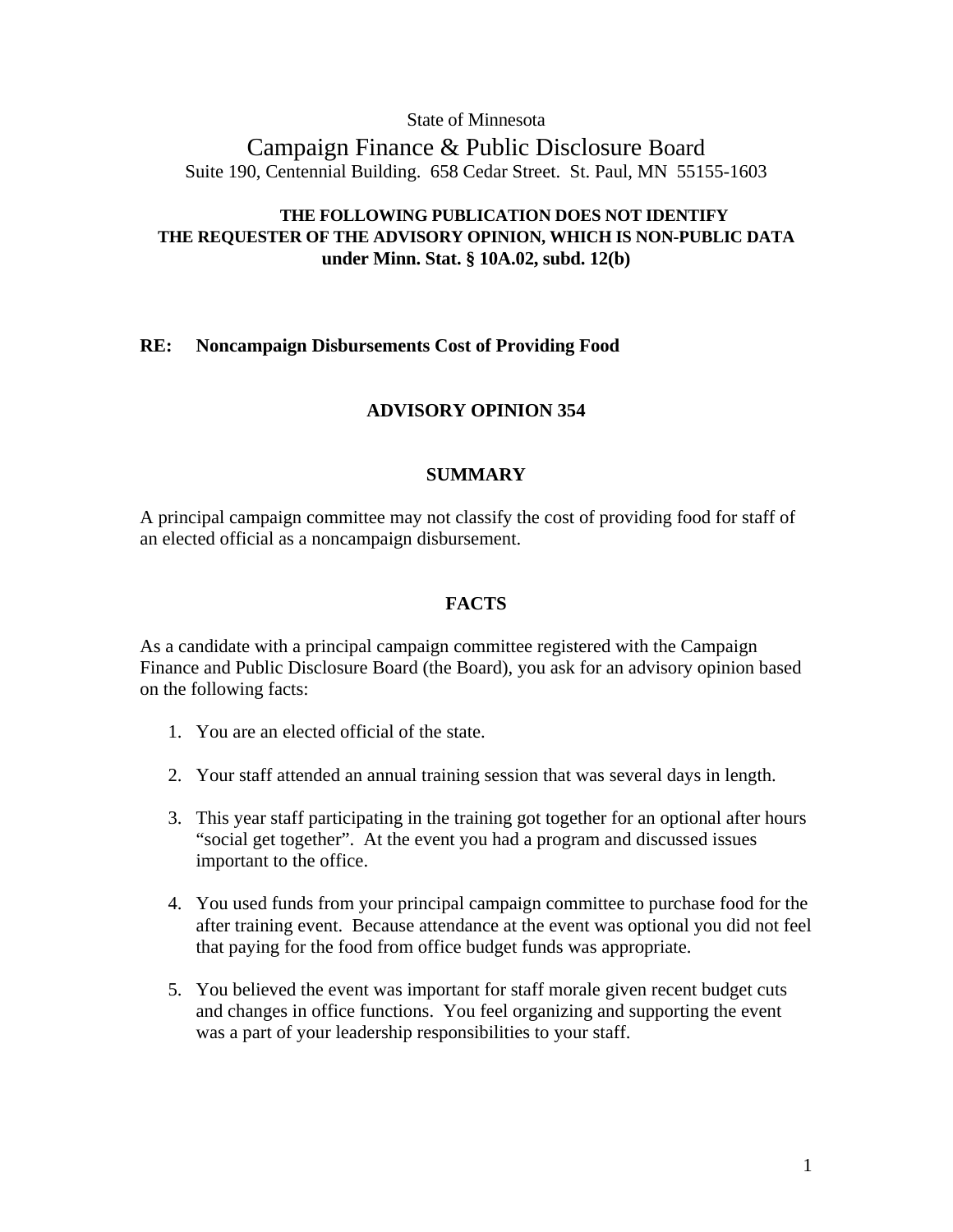State of Minnesota

# Campaign Finance & Public Disclosure Board

Suite 190, Centennial Building. 658 Cedar Street. St. Paul, MN 55155-1603

**THE FOLLOWING PUBLICATION DOES NOT IDENTIFY THE REQUESTER OF THE ADVISORY OPINION, WHICH IS NON-PUBLIC DATA under Minn. Stat. § 10A.02, subd. 12(b)**

**RE: Noncampaign Disbursements Cost of Providing Food**

## ADVISORY OPINION 354

### SUMMARY

A principal campaign committee may not classify the cost of providing food for staff of an elected official as a noncampaign disbursement.

### FACTS

As a candidate with a principal campaign committee registered with the Campaign Finance and Public Disclosure Board (the Board), you ask for an advisory opinion based on the following facts:

1. You are an elected official of the state.
2. Your staff attended an annual training session that was several days in length.
3. This year staff participating in the training got together for an optional after hours "social get together". At the event you had a program and discussed issues important to the office.
4. You used funds from your principal campaign committee to purchase food for the after training event. Because attendance at the event was optional you did not feel that paying for the food from office budget funds was appropriate.
5. You believed the event was important for staff morale given recent budget cuts and changes in office functions. You feel organizing and supporting the event was a part of your leadership responsibilities to your staff.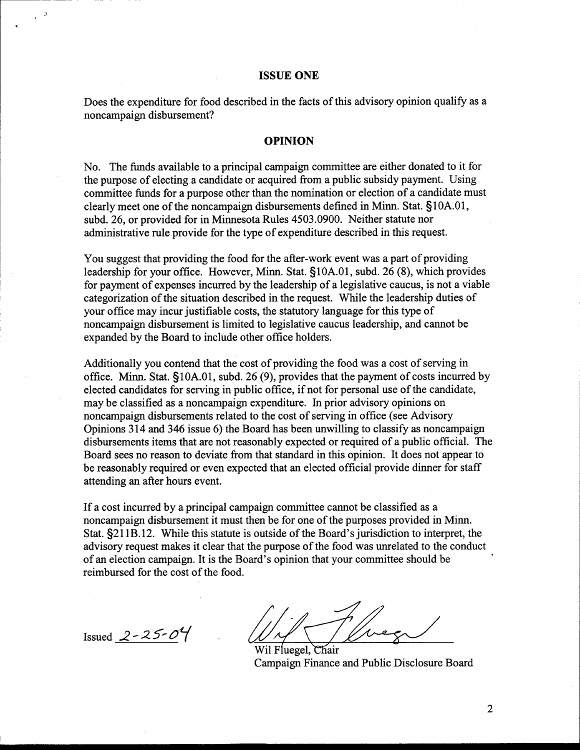## ISSUE ONE

Does the expenditure for food described in the facts of this advisory opinion qualify as a noncampaign disbursement?

## OPINION

No. The funds available to a principal campaign committee are either donated to it for the purpose of electing a candidate or acquired from a public subsidy payment. Using committee funds for a purpose other than the nomination or election of a candidate must clearly meet one of the noncampaign disbursements defined in Minn. Stat. §10A.01, subd. 26, or provided for in Minnesota Rules 4503.0900. Neither statute nor administrative rule provide for the type of expenditure described in this request.

You suggest that providing the food for the after-work event was a part of providing leadership for your office. However, Minn. Stat. §10A.01, subd. 26 (8), which provides for payment of expenses incurred by the leadership of a legislative caucus, is not a viable categorization of the situation described in the request. While the leadership duties of your office may incur justifiable costs, the statutory language for this type of noncampaign disbursement is limited to legislative caucus leadership, and cannot be expanded by the Board to include other office holders.

Additionally you contend that the cost of providing the food was a cost of serving in office. Minn. Stat. §10A.01, subd. 26 (9), provides that the payment of costs incurred by elected candidates for serving in public office, if not for personal use of the candidate, may be classified as a noncampaign expenditure. In prior advisory opinions on noncampaign disbursements related to the cost of serving in office (see Advisory Opinions 314 and 346 issue 6) the Board has been unwilling to classify as noncampaign disbursements items that are not reasonably expected or required of a public official. The Board sees no reason to deviate from that standard in this opinion. It does not appear to be reasonably required or even expected that an elected official provide dinner for staff attending an after hours event.

If a cost incurred by a principal campaign committee cannot be classified as a noncampaign disbursement it must then be for one of the purposes provided in Minn. Stat. §211B.12. While this statute is outside of the Board's jurisdiction to interpret, the advisory request makes it clear that the purpose of the food was unrelated to the conduct of an election campaign. It is the Board's opinion that your committee should be reimbursed for the cost of the food.

Issued 2-25-04

Wil Fluegel, Chair
Campaign Finance and Public Disclosure Board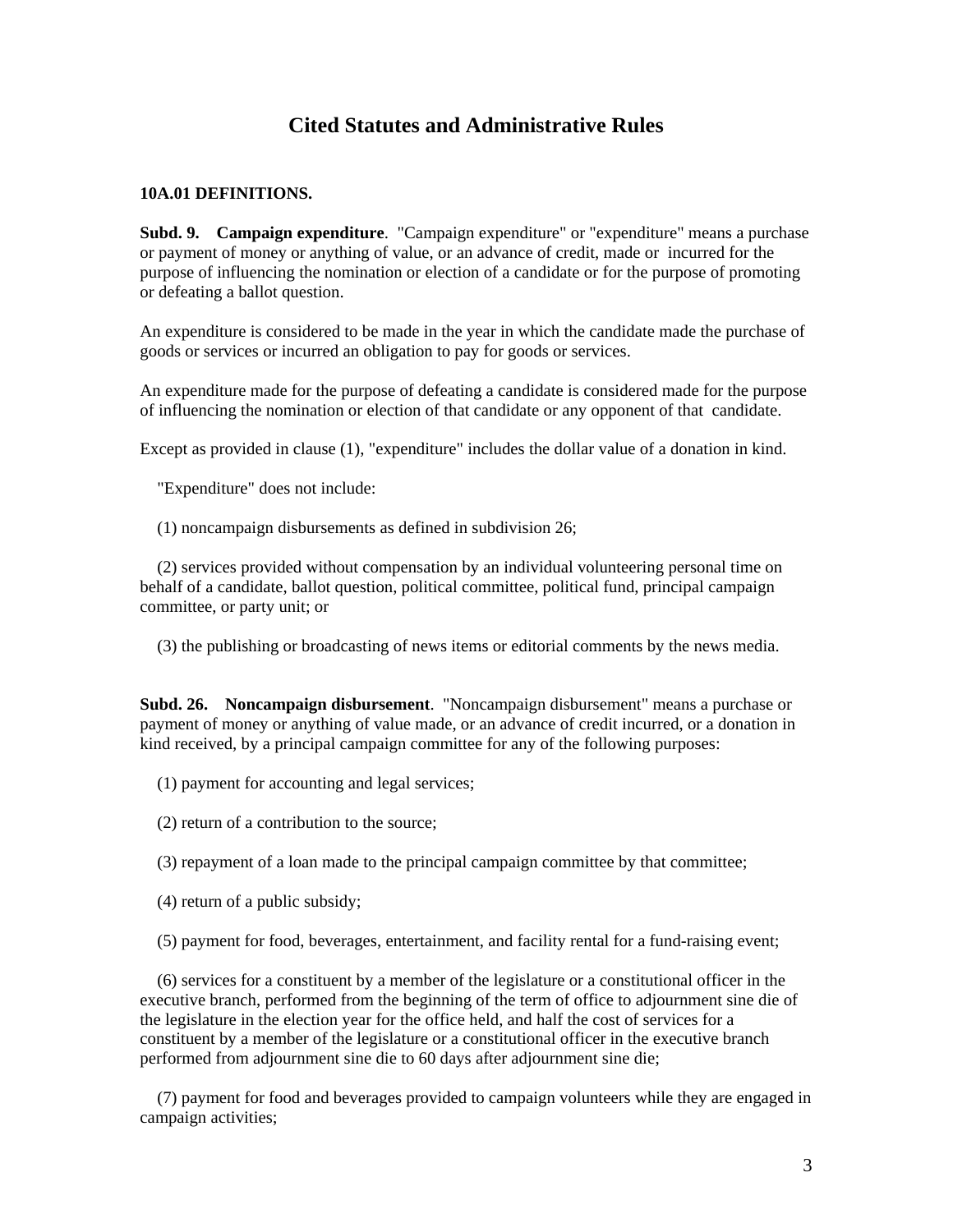# Cited Statutes and Administrative Rules

**10A.01 DEFINITIONS.**

**Subd. 9. Campaign expenditure**. "Campaign expenditure" or "expenditure" means a purchase or payment of money or anything of value, or an advance of credit, made or incurred for the purpose of influencing the nomination or election of a candidate or for the purpose of promoting or defeating a ballot question.

An expenditure is considered to be made in the year in which the candidate made the purchase of goods or services or incurred an obligation to pay for goods or services.

An expenditure made for the purpose of defeating a candidate is considered made for the purpose of influencing the nomination or election of that candidate or any opponent of that candidate.

Except as provided in clause (1), "expenditure" includes the dollar value of a donation in kind.

"Expenditure" does not include:

(1) noncampaign disbursements as defined in subdivision 26;

(2) services provided without compensation by an individual volunteering personal time on behalf of a candidate, ballot question, political committee, political fund, principal campaign committee, or party unit; or

(3) the publishing or broadcasting of news items or editorial comments by the news media.

**Subd. 26. Noncampaign disbursement**. "Noncampaign disbursement" means a purchase or payment of money or anything of value made, or an advance of credit incurred, or a donation in kind received, by a principal campaign committee for any of the following purposes:

(1) payment for accounting and legal services;

(2) return of a contribution to the source;

(3) repayment of a loan made to the principal campaign committee by that committee;

(4) return of a public subsidy;

(5) payment for food, beverages, entertainment, and facility rental for a fund-raising event;

(6) services for a constituent by a member of the legislature or a constitutional officer in the executive branch, performed from the beginning of the term of office to adjournment sine die of the legislature in the election year for the office held, and half the cost of services for a constituent by a member of the legislature or a constitutional officer in the executive branch performed from adjournment sine die to 60 days after adjournment sine die;

(7) payment for food and beverages provided to campaign volunteers while they are engaged in campaign activities;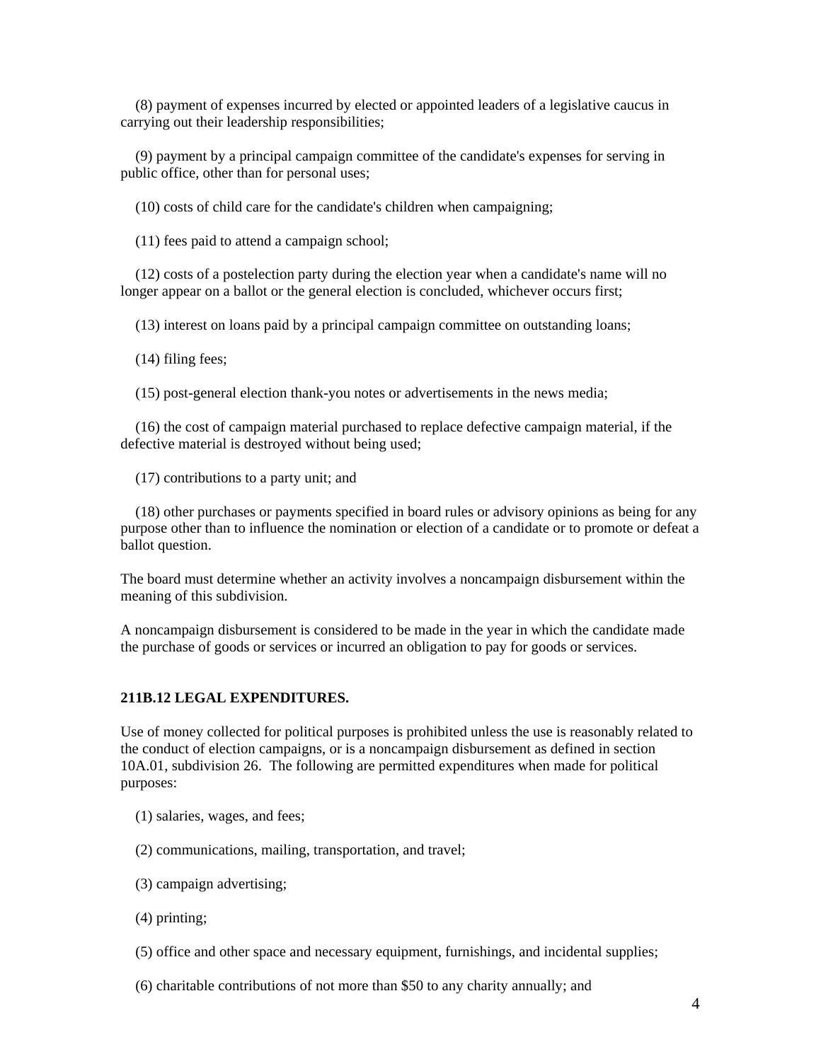(8) payment of expenses incurred by elected or appointed leaders of a legislative caucus in carrying out their leadership responsibilities;

(9) payment by a principal campaign committee of the candidate's expenses for serving in public office, other than for personal uses;

(10) costs of child care for the candidate's children when campaigning;

(11) fees paid to attend a campaign school;

(12) costs of a postelection party during the election year when a candidate's name will no longer appear on a ballot or the general election is concluded, whichever occurs first;

(13) interest on loans paid by a principal campaign committee on outstanding loans;

(14) filing fees;

(15) post-general election thank-you notes or advertisements in the news media;

(16) the cost of campaign material purchased to replace defective campaign material, if the defective material is destroyed without being used;

(17) contributions to a party unit; and

(18) other purchases or payments specified in board rules or advisory opinions as being for any purpose other than to influence the nomination or election of a candidate or to promote or defeat a ballot question.

The board must determine whether an activity involves a noncampaign disbursement within the meaning of this subdivision.

A noncampaign disbursement is considered to be made in the year in which the candidate made the purchase of goods or services or incurred an obligation to pay for goods or services.

**211B.12 LEGAL EXPENDITURES.**

Use of money collected for political purposes is prohibited unless the use is reasonably related to the conduct of election campaigns, or is a noncampaign disbursement as defined in section 10A.01, subdivision 26. The following are permitted expenditures when made for political purposes:

(1) salaries, wages, and fees;

(2) communications, mailing, transportation, and travel;

(3) campaign advertising;

(4) printing;

(5) office and other space and necessary equipment, furnishings, and incidental supplies;

(6) charitable contributions of not more than $50 to any charity annually; and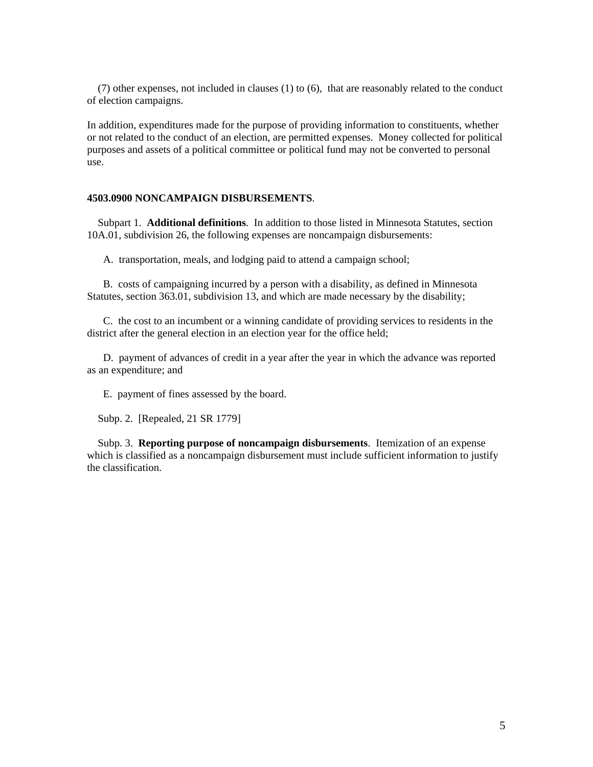(7) other expenses, not included in clauses (1) to (6), that are reasonably related to the conduct of election campaigns.

In addition, expenditures made for the purpose of providing information to constituents, whether or not related to the conduct of an election, are permitted expenses. Money collected for political purposes and assets of a political committee or political fund may not be converted to personal use.

**4503.0900 NONCAMPAIGN DISBURSEMENTS**.

Subpart 1. **Additional definitions**. In addition to those listed in Minnesota Statutes, section 10A.01, subdivision 26, the following expenses are noncampaign disbursements:

A. transportation, meals, and lodging paid to attend a campaign school;

B. costs of campaigning incurred by a person with a disability, as defined in Minnesota Statutes, section 363.01, subdivision 13, and which are made necessary by the disability;

C. the cost to an incumbent or a winning candidate of providing services to residents in the district after the general election in an election year for the office held;

D. payment of advances of credit in a year after the year in which the advance was reported as an expenditure; and

E. payment of fines assessed by the board.

Subp. 2. [Repealed, 21 SR 1779]

Subp. 3. **Reporting purpose of noncampaign disbursements**. Itemization of an expense which is classified as a noncampaign disbursement must include sufficient information to justify the classification.